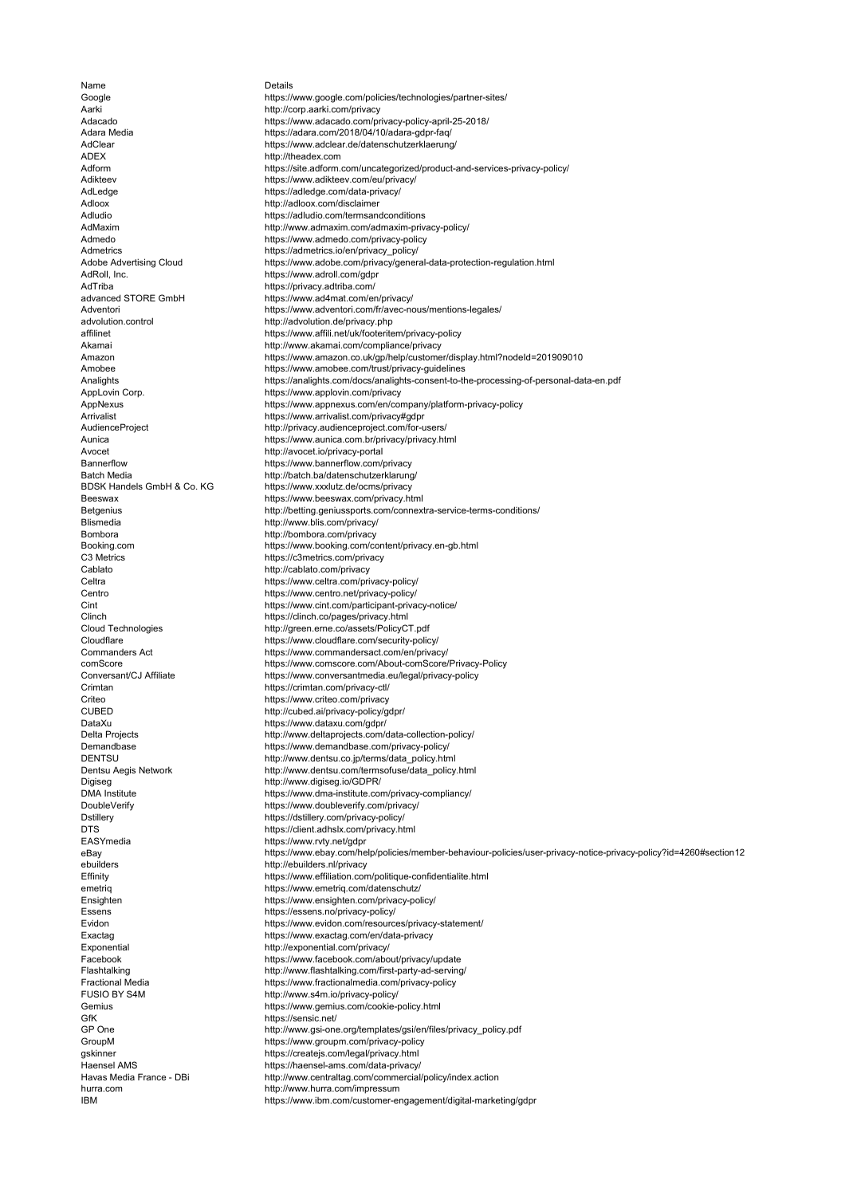| Name | Details |
|---|---|
| Google | https://www.google.com/policies/technologies/partner-sites/ |
| Aarki | http://corp.aarki.com/privacy |
| Adacado | https://www.adacado.com/privacy-policy-april-25-2018/ |
| Adara Media | https://adara.com/2018/04/10/adara-gdpr-faq/ |
| AdClear | https://www.adclear.de/datenschutzerklaerung/ |
| ADEX | http://theadex.com |
| Adform | https://site.adform.com/uncategorized/product-and-services-privacy-policy/ |
| Adikteev | https://www.adikteev.com/eu/privacy/ |
| AdLedge | https://adledge.com/data-privacy/ |
| Adloox | http://adloox.com/disclaimer |
| Adludio | https://adludio.com/termsandconditions |
| AdMaxim | http://www.admaxim.com/admaxim-privacy-policy/ |
| Admedo | https://www.admedo.com/privacy-policy |
| Admetrics | https://admetrics.io/en/privacy_policy/ |
| Adobe Advertising Cloud | https://www.adobe.com/privacy/general-data-protection-regulation.html |
| AdRoll, Inc. | https://www.adroll.com/gdpr |
| AdTriba | https://privacy.adtriba.com/ |
| advanced STORE GmbH | https://www.ad4mat.com/en/privacy/ |
| Adventori | https://www.adventori.com/fr/avec-nous/mentions-legales/ |
| advolution.control | http://advolution.de/privacy.php |
| affilinet | https://www.affili.net/uk/footeritem/privacy-policy |
| Akamai | http://www.akamai.com/compliance/privacy |
| Amazon | https://www.amazon.co.uk/gp/help/customer/display.html?nodeId=201909010 |
| Amobee | https://www.amobee.com/trust/privacy-guidelines |
| Analights | https://analights.com/docs/analights-consent-to-the-processing-of-personal-data-en.pdf |
| AppLovin Corp. | https://www.applovin.com/privacy |
| AppNexus | https://www.appnexus.com/en/company/platform-privacy-policy |
| Arrivalist | https://www.arrivalist.com/privacy#gdpr |
| AudienceProject | http://privacy.audienceproject.com/for-users/ |
| Aunica | https://www.aunica.com.br/privacy/privacy.html |
| Avocet | http://avocet.io/privacy-portal |
| Bannerflow | https://www.bannerflow.com/privacy |
| Batch Media | http://batch.ba/datenschutzerklarung/ |
| BDSK Handels GmbH & Co. KG | https://www.xxxlutz.de/ocms/privacy |
| Beeswax | https://www.beeswax.com/privacy.html |
| Betgenius | http://betting.geniussports.com/connextra-service-terms-conditions/ |
| Blismedia | http://www.blis.com/privacy/ |
| Bombora | http://bombora.com/privacy |
| Booking.com | https://www.booking.com/content/privacy.en-gb.html |
| C3 Metrics | https://c3metrics.com/privacy |
| Cablato | http://cablato.com/privacy |
| Celtra | https://www.celtra.com/privacy-policy/ |
| Centro | https://www.centro.net/privacy-policy/ |
| Cint | https://www.cint.com/participant-privacy-notice/ |
| Clinch | https://clinch.co/pages/privacy.html |
| Cloud Technologies | http://green.erne.co/assets/PolicyCT.pdf |
| Cloudflare | https://www.cloudflare.com/security-policy/ |
| Commanders Act | https://www.commandersact.com/en/privacy/ |
| comScore | https://www.comscore.com/About-comScore/Privacy-Policy |
| Conversant/CJ Affiliate | https://www.conversantmedia.eu/legal/privacy-policy |
| Crimtan | https://crimtan.com/privacy-ctl/ |
| Criteo | https://www.criteo.com/privacy |
| CUBED | http://cubed.ai/privacy-policy/gdpr/ |
| DataXu | https://www.dataxu.com/gdpr/ |
| Delta Projects | http://www.deltaprojects.com/data-collection-policy/ |
| Demandbase | https://www.demandbase.com/privacy-policy/ |
| DENTSU | http://www.dentsu.co.jp/terms/data_policy.html |
| Dentsu Aegis Network | http://www.dentsu.com/termsofuse/data_policy.html |
| Digiseg | http://www.digiseg.io/GDPR/ |
| DMA Institute | https://www.dma-institute.com/privacy-compliancy/ |
| DoubleVerify | https://www.doubleverify.com/privacy/ |
| Dstillery | https://dstillery.com/privacy-policy/ |
| DTS | https://client.adhslx.com/privacy.html |
| EASYmedia | https://www.rvty.net/gdpr |
| eBay | https://www.ebay.com/help/policies/member-behaviour-policies/user-privacy-notice-privacy-policy?id=4260#section12 |
| ebuilders | http://ebuilders.nl/privacy |
| Effinity | https://www.effiliation.com/politique-confidentialite.html |
| emetriq | https://www.emetriq.com/datenschutz/ |
| Ensighten | https://www.ensighten.com/privacy-policy/ |
| Essens | https://essens.no/privacy-policy/ |
| Evidon | https://www.evidon.com/resources/privacy-statement/ |
| Exactag | https://www.exactag.com/en/data-privacy |
| Exponential | http://exponential.com/privacy/ |
| Facebook | https://www.facebook.com/about/privacy/update |
| Flashtalking | http://www.flashtalking.com/first-party-ad-serving/ |
| Fractional Media | https://www.fractionalmedia.com/privacy-policy |
| FUSIO BY S4M | http://www.s4m.io/privacy-policy/ |
| Gemius | https://www.gemius.com/cookie-policy.html |
| GfK | https://sensic.net/ |
| GP One | http://www.gsi-one.org/templates/gsi/en/files/privacy_policy.pdf |
| GroupM | https://www.groupm.com/privacy-policy |
| gskinner | https://createjs.com/legal/privacy.html |
| Haensel AMS | https://haensel-ams.com/data-privacy/ |
| Havas Media France - DBi | http://www.centraltag.com/commercial/policy/index.action |
| hurra.com | http://www.hurra.com/impressum |
| IBM | https://www.ibm.com/customer-engagement/digital-marketing/gdpr |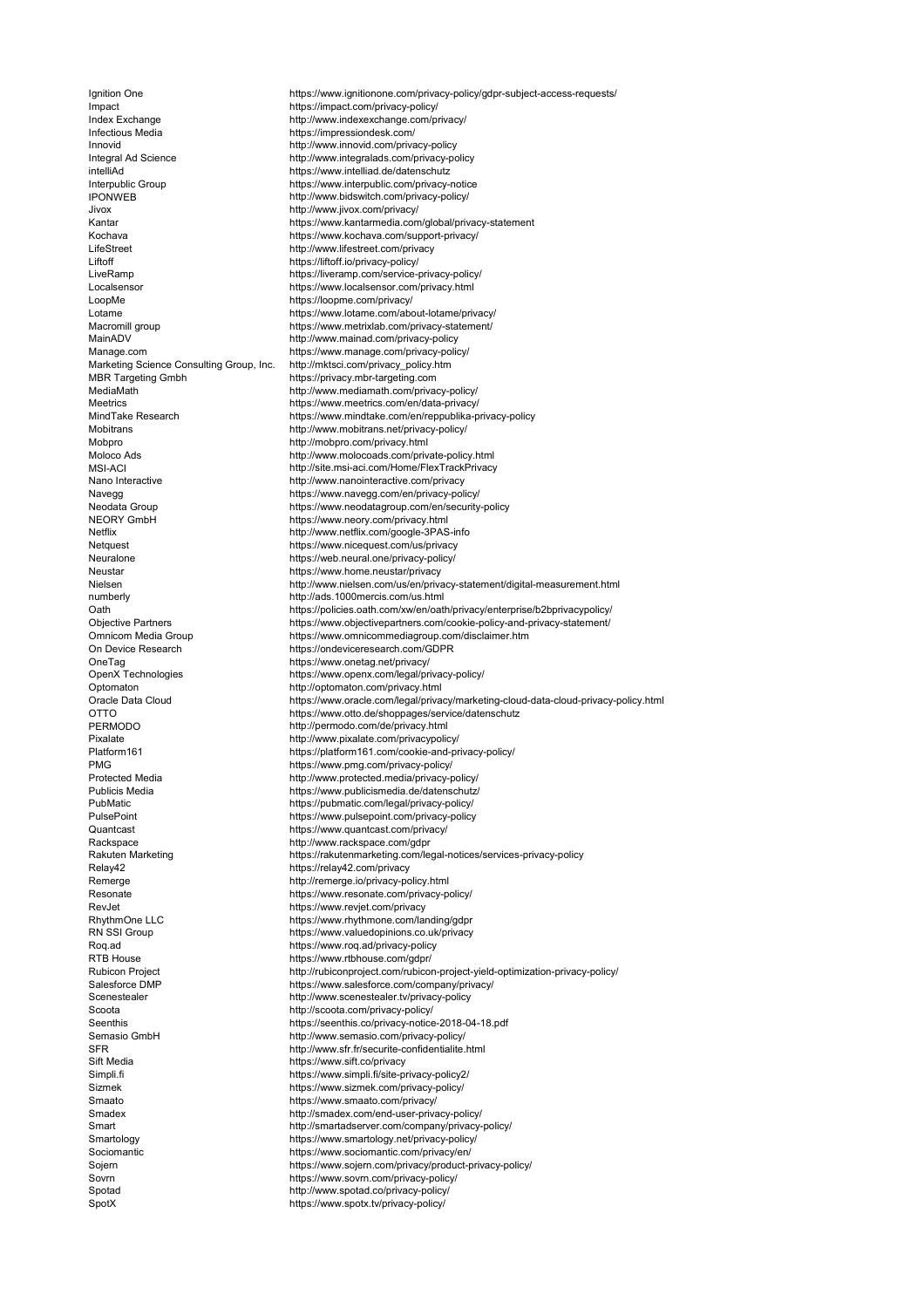| | |
|---|---|
| Ignition One | https://www.ignitionone.com/privacy-policy/gdpr-subject-access-requests/ |
| Impact | https://impact.com/privacy-policy/ |
| Index Exchange | http://www.indexexchange.com/privacy/ |
| Infectious Media | https://impressiondesk.com/ |
| Innovid | http://www.innovid.com/privacy-policy |
| Integral Ad Science | http://www.integralads.com/privacy-policy |
| intelliAd | https://www.intelliad.de/datenschutz |
| Interpublic Group | https://www.interpublic.com/privacy-notice |
| IPONWEB | http://www.bidswitch.com/privacy-policy/ |
| Jivox | http://www.jivox.com/privacy/ |
| Kantar | https://www.kantarmedia.com/global/privacy-statement |
| Kochava | https://www.kochava.com/support-privacy/ |
| LifeStreet | http://www.lifestreet.com/privacy |
| Liftoff | https://liftoff.io/privacy-policy/ |
| LiveRamp | https://liveramp.com/service-privacy-policy/ |
| Localsensor | https://www.localsensor.com/privacy.html |
| LoopMe | https://loopme.com/privacy/ |
| Lotame | https://www.lotame.com/about-lotame/privacy/ |
| Macromill group | https://www.metrixlab.com/privacy-statement/ |
| MainADV | http://www.mainad.com/privacy-policy |
| Manage.com | https://www.manage.com/privacy-policy/ |
| Marketing Science Consulting Group, Inc. | http://mktsci.com/privacy_policy.htm |
| MBR Targeting Gmbh | https://privacy.mbr-targeting.com |
| MediaMath | http://www.mediamath.com/privacy-policy/ |
| Meetrics | https://www.meetrics.com/en/data-privacy/ |
| MindTake Research | https://www.mindtake.com/en/reppublika-privacy-policy |
| Mobitrans | http://www.mobitrans.net/privacy-policy/ |
| Mobpro | http://mobpro.com/privacy.html |
| Moloco Ads | http://www.molocoads.com/private-policy.html |
| MSI-ACI | http://site.msi-aci.com/Home/FlexTrackPrivacy |
| Nano Interactive | http://www.nanointeractive.com/privacy |
| Navegg | https://www.navegg.com/en/privacy-policy/ |
| Neodata Group | https://www.neodatagroup.com/en/security-policy |
| NEORY GmbH | https://www.neory.com/privacy.html |
| Netflix | http://www.netflix.com/google-3PAS-info |
| Netquest | https://www.nicequest.com/us/privacy |
| Neuralone | https://web.neural.one/privacy-policy/ |
| Neustar | https://www.home.neustar/privacy |
| Nielsen | http://www.nielsen.com/us/en/privacy-statement/digital-measurement.html |
| numberly | http://ads.1000mercis.com/us.html |
| Oath | https://policies.oath.com/xw/en/oath/privacy/enterprise/b2bprivacypolicy/ |
| Objective Partners | https://www.objectivepartners.com/cookie-policy-and-privacy-statement/ |
| Omnicom Media Group | https://www.omnicommediagroup.com/disclaimer.htm |
| On Device Research | https://ondeviceresearch.com/GDPR |
| OneTag | https://www.onetag.net/privacy/ |
| OpenX Technologies | https://www.openx.com/legal/privacy-policy/ |
| Optomaton | http://optomaton.com/privacy.html |
| Oracle Data Cloud | https://www.oracle.com/legal/privacy/marketing-cloud-data-cloud-privacy-policy.html |
| OTTO | https://www.otto.de/shoppages/service/datenschutz |
| PERMODO | http://permodo.com/de/privacy.html |
| Pixalate | http://www.pixalate.com/privacypolicy/ |
| Platform161 | https://platform161.com/cookie-and-privacy-policy/ |
| PMG | https://www.pmg.com/privacy-policy/ |
| Protected Media | http://www.protected.media/privacy-policy/ |
| Publicis Media | https://www.publicismedia.de/datenschutz/ |
| PubMatic | https://pubmatic.com/legal/privacy-policy/ |
| PulsePoint | https://www.pulsepoint.com/privacy-policy |
| Quantcast | https://www.quantcast.com/privacy/ |
| Rackspace | http://www.rackspace.com/gdpr |
| Rakuten Marketing | https://rakutenmarketing.com/legal-notices/services-privacy-policy |
| Relay42 | https://relay42.com/privacy |
| Remerge | http://remerge.io/privacy-policy.html |
| Resonate | https://www.resonate.com/privacy-policy/ |
| RevJet | https://www.revjet.com/privacy |
| RhythmOne LLC | https://www.rhythmone.com/landing/gdpr |
| RN SSI Group | https://www.valuedopinions.co.uk/privacy |
| Roq.ad | https://www.roq.ad/privacy-policy |
| RTB House | https://www.rtbhouse.com/gdpr/ |
| Rubicon Project | http://rubiconproject.com/rubicon-project-yield-optimization-privacy-policy/ |
| Salesforce DMP | https://www.salesforce.com/company/privacy/ |
| Scenestealer | http://www.scenestealer.tv/privacy-policy |
| Scoota | http://scoota.com/privacy-policy/ |
| Seenthis | https://seenthis.co/privacy-notice-2018-04-18.pdf |
| Semasio GmbH | http://www.semasio.com/privacy-policy/ |
| SFR | http://www.sfr.fr/securite-confidentialite.html |
| Sift Media | https://www.sift.co/privacy |
| Simpli.fi | https://www.simpli.fi/site-privacy-policy2/ |
| Sizmek | https://www.sizmek.com/privacy-policy/ |
| Smaato | https://www.smaato.com/privacy/ |
| Smadex | http://smadex.com/end-user-privacy-policy/ |
| Smart | http://smartadserver.com/company/privacy-policy/ |
| Smartology | https://www.smartology.net/privacy-policy/ |
| Sociomantic | https://www.sociomantic.com/privacy/en/ |
| Sojern | https://www.sojern.com/privacy/product-privacy-policy/ |
| Sovrn | https://www.sovrn.com/privacy-policy/ |
| Spotad | http://www.spotad.co/privacy-policy/ |
| SpotX | https://www.spotx.tv/privacy-policy/ |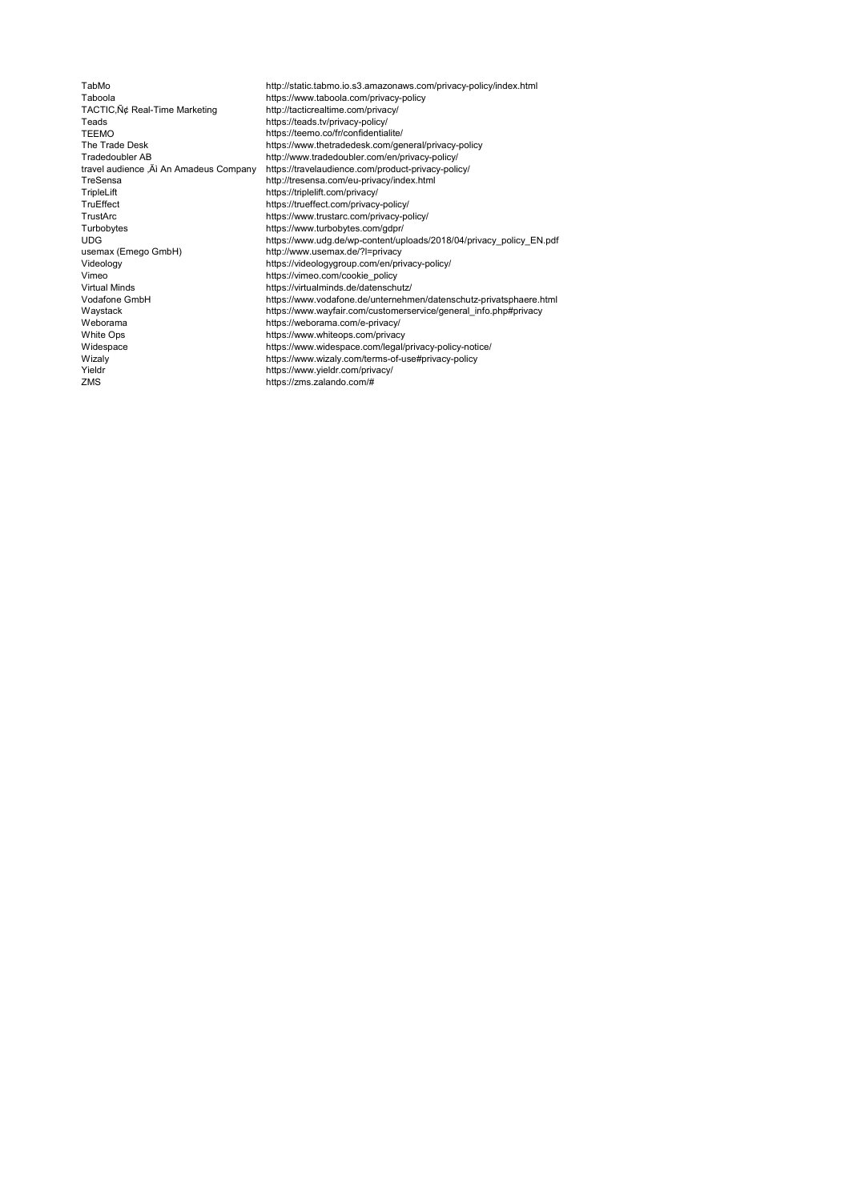| | |
|---|---|
| TabMo | http://static.tabmo.io.s3.amazonaws.com/privacy-policy/index.html |
| Taboola | https://www.taboola.com/privacy-policy |
| TACTIC‚Ñ¢ Real-Time Marketing | http://tacticrealtime.com/privacy/ |
| Teads | https://teads.tv/privacy-policy/ |
| TEEMO | https://teemo.co/fr/confidentialite/ |
| The Trade Desk | https://www.thetradedesk.com/general/privacy-policy |
| Tradedoubler AB | http://www.tradedoubler.com/en/privacy-policy/ |
| travel audience ‚Äì An Amadeus Company | https://travelaudience.com/product-privacy-policy/ |
| TreSensa | http://tresensa.com/eu-privacy/index.html |
| TripleLift | https://triplelift.com/privacy/ |
| TruEffect | https://trueffect.com/privacy-policy/ |
| TrustArc | https://www.trustarc.com/privacy-policy/ |
| Turbobytes | https://www.turbobytes.com/gdpr/ |
| UDG | https://www.udg.de/wp-content/uploads/2018/04/privacy_policy_EN.pdf |
| usemax (Emego GmbH) | http://www.usemax.de/?l=privacy |
| Videology | https://videologygroup.com/en/privacy-policy/ |
| Vimeo | https://vimeo.com/cookie_policy |
| Virtual Minds | https://virtualminds.de/datenschutz/ |
| Vodafone GmbH | https://www.vodafone.de/unternehmen/datenschutz-privatsphaere.html |
| Waystack | https://www.wayfair.com/customerservice/general_info.php#privacy |
| Weborama | https://weborama.com/e-privacy/ |
| White Ops | https://www.whiteops.com/privacy |
| Widespace | https://www.widespace.com/legal/privacy-policy-notice/ |
| Wizaly | https://www.wizaly.com/terms-of-use#privacy-policy |
| Yieldr | https://www.yieldr.com/privacy/ |
| ZMS | https://zms.zalando.com/# |